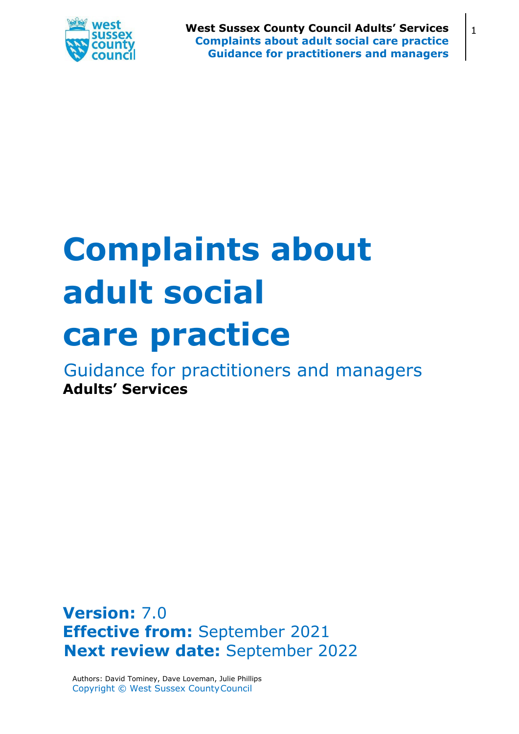# Complaints about adult social care practice

Guidance for practitioners and managers

**Adults' Services**

**Version:** 7.0
**Effective from:** September 2021
**Next review date:** September 2022

Authors: David Tominey, Dave Loveman, Julie Phillips
Copyright © West Sussex County Council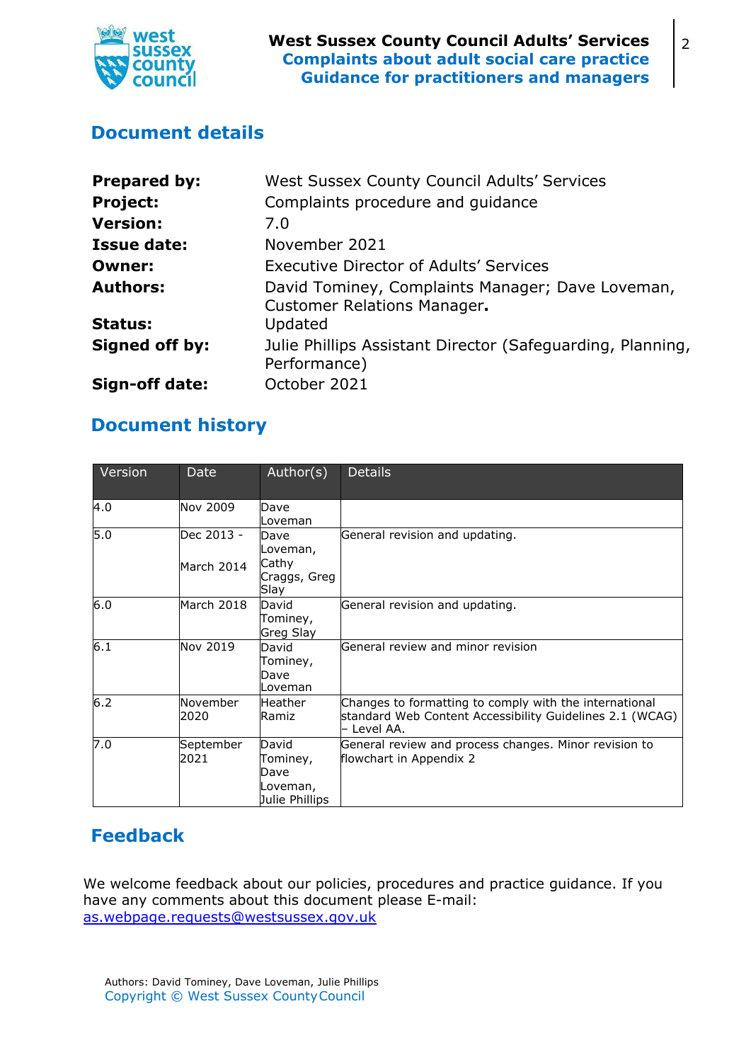## Document details

| | |
|---|---|
| **Prepared by:** | West Sussex County Council Adults' Services |
| **Project:** | Complaints procedure and guidance |
| **Version:** | 7.0 |
| **Issue date:** | November 2021 |
| **Owner:** | Executive Director of Adults' Services |
| **Authors:** | David Tominey, Complaints Manager; Dave Loveman, Customer Relations Manager**.** |
| **Status:** | Updated |
| **Signed off by:** | Julie Phillips Assistant Director (Safeguarding, Planning, Performance) |
| **Sign-off date:** | October 2021 |

## Document history

| Version | Date | Author(s) | Details |
|---|---|---|---|
| 4.0 | Nov 2009 | Dave Loveman | |
| 5.0 | Dec 2013 - March 2014 | Dave Loveman, Cathy Craggs, Greg Slay | General revision and updating. |
| 6.0 | March 2018 | David Tominey, Greg Slay | General revision and updating. |
| 6.1 | Nov 2019 | David Tominey, Dave Loveman | General review and minor revision |
| 6.2 | November 2020 | Heather Ramiz | Changes to formatting to comply with the international standard Web Content Accessibility Guidelines 2.1 (WCAG) – Level AA. |
| 7.0 | September 2021 | David Tominey, Dave Loveman, Julie Phillips | General review and process changes. Minor revision to flowchart in Appendix 2 |

## Feedback

We welcome feedback about our policies, procedures and practice guidance. If you have any comments about this document please E-mail: as.webpage.requests@westsussex.gov.uk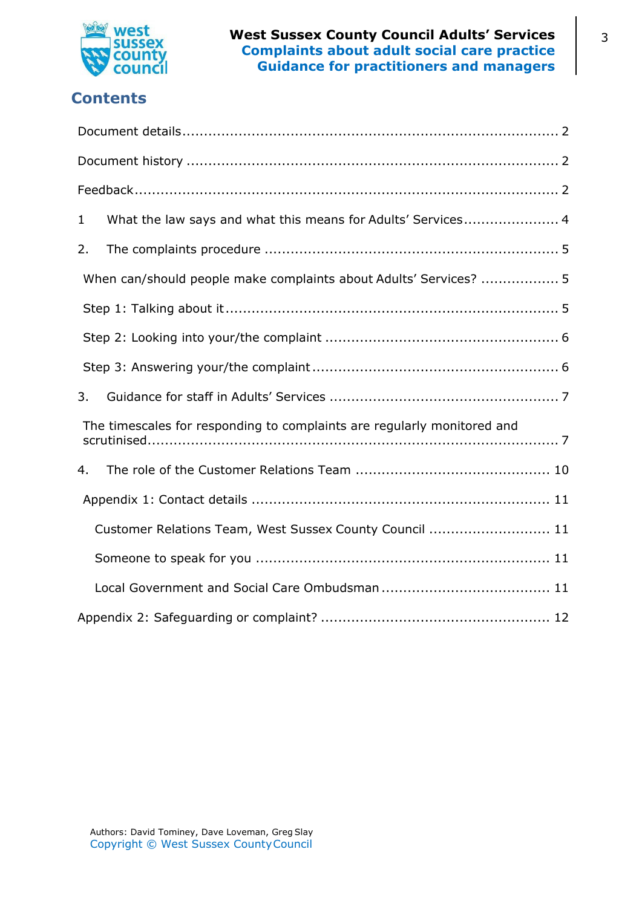## Contents

Document details .......................................................................................... 2

Document history .......................................................................................... 2

Feedback ........................................................................................................ 2

1 What the law says and what this means for Adults' Services ...................... 4

2. The complaints procedure ........................................................................ 5

When can/should people make complaints about Adults' Services? .................. 5

Step 1: Talking about it ................................................................................. 5

Step 2: Looking into your/the complaint ......................................................... 6

Step 3: Answering your/the complaint ............................................................ 6

3. Guidance for staff in Adults' Services ....................................................... 7

The timescales for responding to complaints are regularly monitored and scrutinised ....................................................................................................... 7

4. The role of the Customer Relations Team ................................................ 10

Appendix 1: Contact details ......................................................................... 11

Customer Relations Team, West Sussex County Council ................................ 11

Someone to speak for you ........................................................................ 11

Local Government and Social Care Ombudsman .......................................... 11

Appendix 2: Safeguarding or complaint? ........................................................ 12

Authors: David Tominey, Dave Loveman, Greg Slay
Copyright © West Sussex County Council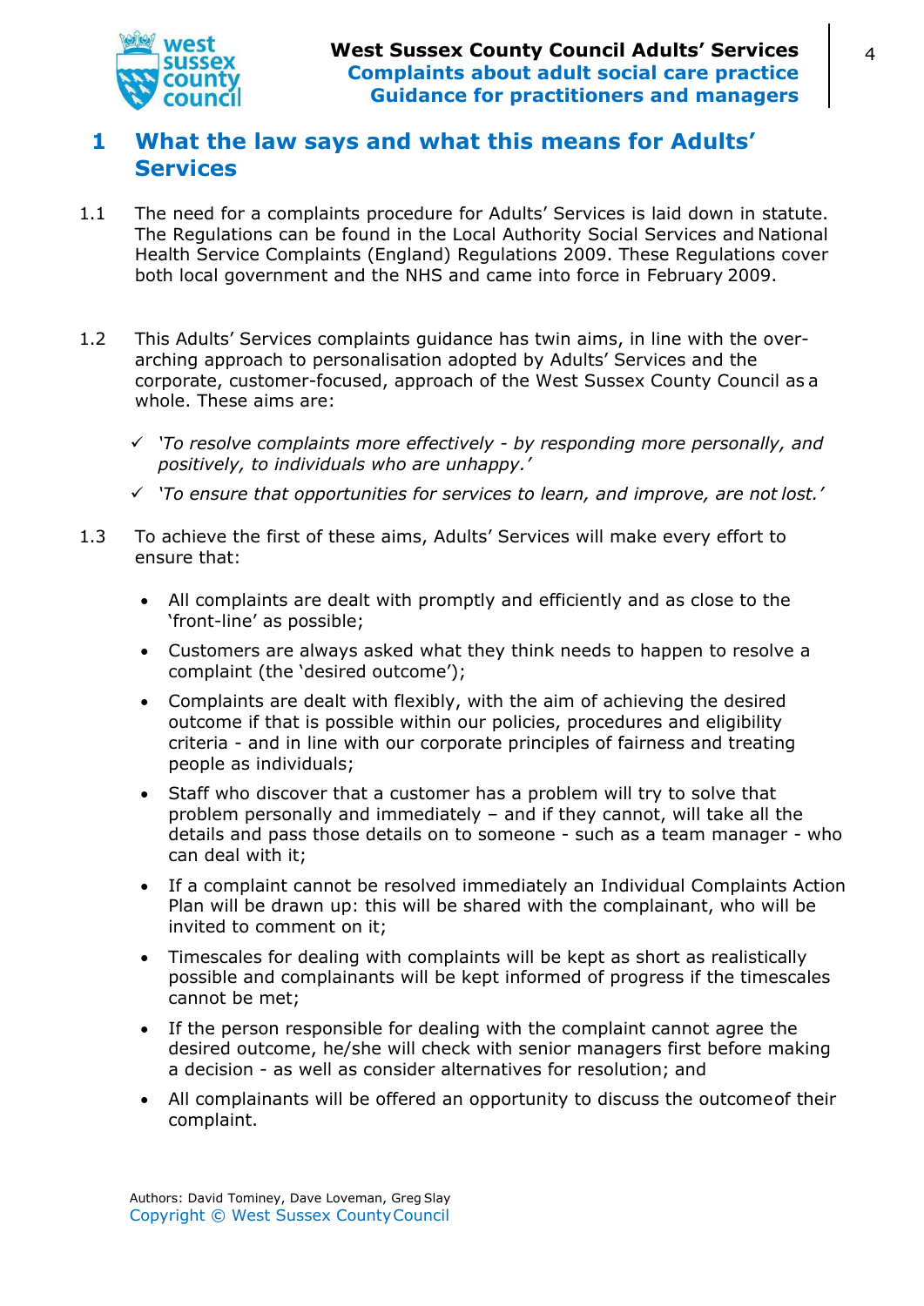# 1 What the law says and what this means for Adults' Services

1.1 The need for a complaints procedure for Adults' Services is laid down in statute. The Regulations can be found in the Local Authority Social Services and National Health Service Complaints (England) Regulations 2009. These Regulations cover both local government and the NHS and came into force in February 2009.

1.2 This Adults' Services complaints guidance has twin aims, in line with the over-arching approach to personalisation adopted by Adults' Services and the corporate, customer-focused, approach of the West Sussex County Council as a whole. These aims are:

- ✓ *'To resolve complaints more effectively - by responding more personally, and positively, to individuals who are unhappy.'*
- ✓ *'To ensure that opportunities for services to learn, and improve, are not lost.'*

1.3 To achieve the first of these aims, Adults' Services will make every effort to ensure that:

- All complaints are dealt with promptly and efficiently and as close to the 'front-line' as possible;
- Customers are always asked what they think needs to happen to resolve a complaint (the 'desired outcome');
- Complaints are dealt with flexibly, with the aim of achieving the desired outcome if that is possible within our policies, procedures and eligibility criteria - and in line with our corporate principles of fairness and treating people as individuals;
- Staff who discover that a customer has a problem will try to solve that problem personally and immediately – and if they cannot, will take all the details and pass those details on to someone - such as a team manager - who can deal with it;
- If a complaint cannot be resolved immediately an Individual Complaints Action Plan will be drawn up: this will be shared with the complainant, who will be invited to comment on it;
- Timescales for dealing with complaints will be kept as short as realistically possible and complainants will be kept informed of progress if the timescales cannot be met;
- If the person responsible for dealing with the complaint cannot agree the desired outcome, he/she will check with senior managers first before making a decision - as well as consider alternatives for resolution; and
- All complainants will be offered an opportunity to discuss the outcome of their complaint.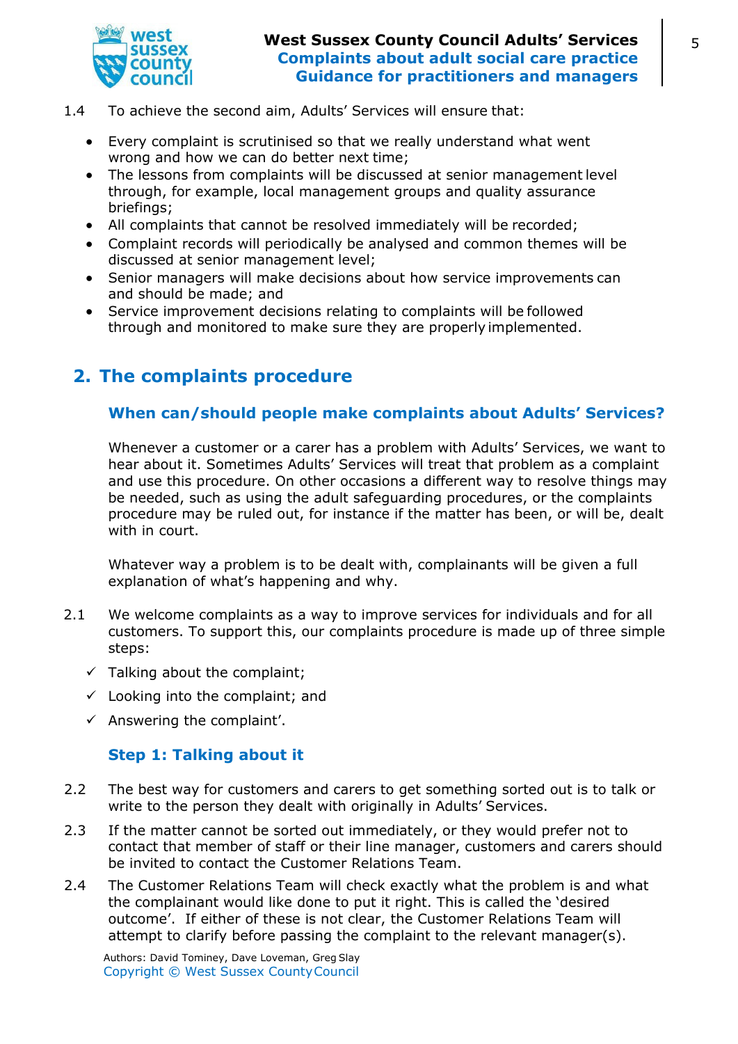1.4 To achieve the second aim, Adults' Services will ensure that:

- Every complaint is scrutinised so that we really understand what went wrong and how we can do better next time;
- The lessons from complaints will be discussed at senior management level through, for example, local management groups and quality assurance briefings;
- All complaints that cannot be resolved immediately will be recorded;
- Complaint records will periodically be analysed and common themes will be discussed at senior management level;
- Senior managers will make decisions about how service improvements can and should be made; and
- Service improvement decisions relating to complaints will be followed through and monitored to make sure they are properly implemented.

## 2. The complaints procedure

### When can/should people make complaints about Adults' Services?

Whenever a customer or a carer has a problem with Adults' Services, we want to hear about it. Sometimes Adults' Services will treat that problem as a complaint and use this procedure. On other occasions a different way to resolve things may be needed, such as using the adult safeguarding procedures, or the complaints procedure may be ruled out, for instance if the matter has been, or will be, dealt with in court.

Whatever way a problem is to be dealt with, complainants will be given a full explanation of what's happening and why.

2.1 We welcome complaints as a way to improve services for individuals and for all customers. To support this, our complaints procedure is made up of three simple steps:

- ✓ Talking about the complaint;
- ✓ Looking into the complaint; and
- ✓ Answering the complaint'.

### Step 1: Talking about it

2.2 The best way for customers and carers to get something sorted out is to talk or write to the person they dealt with originally in Adults' Services.

2.3 If the matter cannot be sorted out immediately, or they would prefer not to contact that member of staff or their line manager, customers and carers should be invited to contact the Customer Relations Team.

2.4 The Customer Relations Team will check exactly what the problem is and what the complainant would like done to put it right. This is called the 'desired outcome'. If either of these is not clear, the Customer Relations Team will attempt to clarify before passing the complaint to the relevant manager(s).

Authors: David Tominey, Dave Loveman, Greg Slay
Copyright © West Sussex County Council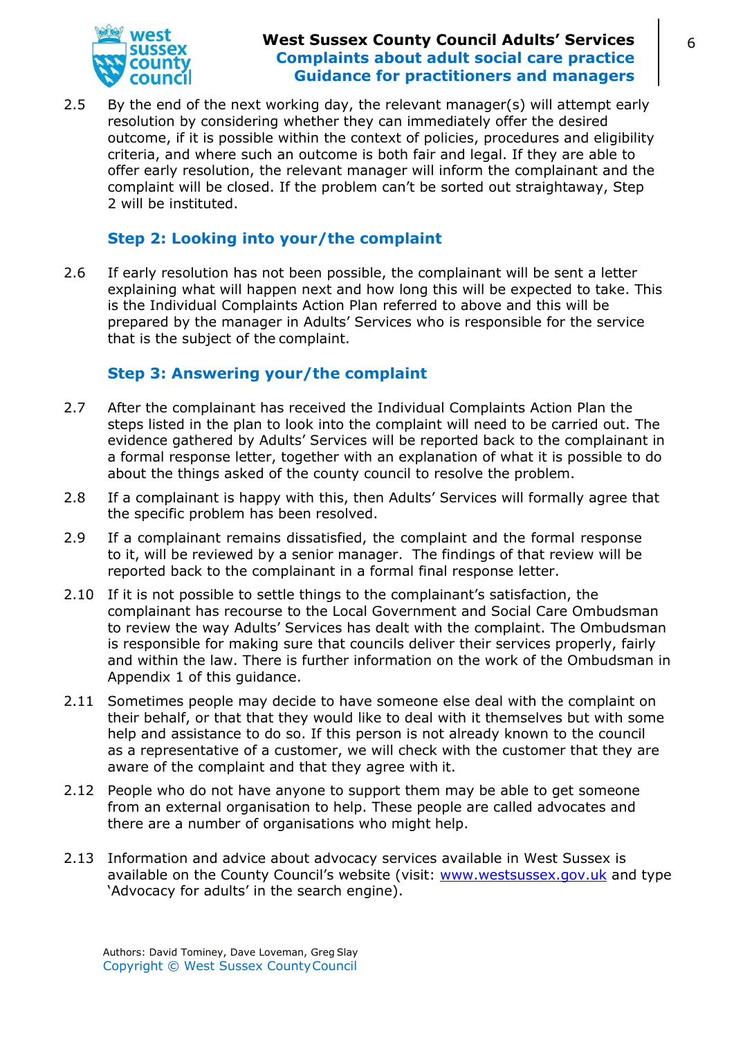2.5 By the end of the next working day, the relevant manager(s) will attempt early resolution by considering whether they can immediately offer the desired outcome, if it is possible within the context of policies, procedures and eligibility criteria, and where such an outcome is both fair and legal. If they are able to offer early resolution, the relevant manager will inform the complainant and the complaint will be closed. If the problem can't be sorted out straightaway, Step 2 will be instituted.

### Step 2: Looking into your/the complaint

2.6 If early resolution has not been possible, the complainant will be sent a letter explaining what will happen next and how long this will be expected to take. This is the Individual Complaints Action Plan referred to above and this will be prepared by the manager in Adults' Services who is responsible for the service that is the subject of the complaint.

### Step 3: Answering your/the complaint

2.7 After the complainant has received the Individual Complaints Action Plan the steps listed in the plan to look into the complaint will need to be carried out. The evidence gathered by Adults' Services will be reported back to the complainant in a formal response letter, together with an explanation of what it is possible to do about the things asked of the county council to resolve the problem.

2.8 If a complainant is happy with this, then Adults' Services will formally agree that the specific problem has been resolved.

2.9 If a complainant remains dissatisfied, the complaint and the formal response to it, will be reviewed by a senior manager. The findings of that review will be reported back to the complainant in a formal final response letter.

2.10 If it is not possible to settle things to the complainant's satisfaction, the complainant has recourse to the Local Government and Social Care Ombudsman to review the way Adults' Services has dealt with the complaint. The Ombudsman is responsible for making sure that councils deliver their services properly, fairly and within the law. There is further information on the work of the Ombudsman in Appendix 1 of this guidance.

2.11 Sometimes people may decide to have someone else deal with the complaint on their behalf, or that that they would like to deal with it themselves but with some help and assistance to do so. If this person is not already known to the council as a representative of a customer, we will check with the customer that they are aware of the complaint and that they agree with it.

2.12 People who do not have anyone to support them may be able to get someone from an external organisation to help. These people are called advocates and there are a number of organisations who might help.

2.13 Information and advice about advocacy services available in West Sussex is available on the County Council's website (visit: [www.westsussex.gov.uk](http://www.westsussex.gov.uk) and type 'Advocacy for adults' in the search engine).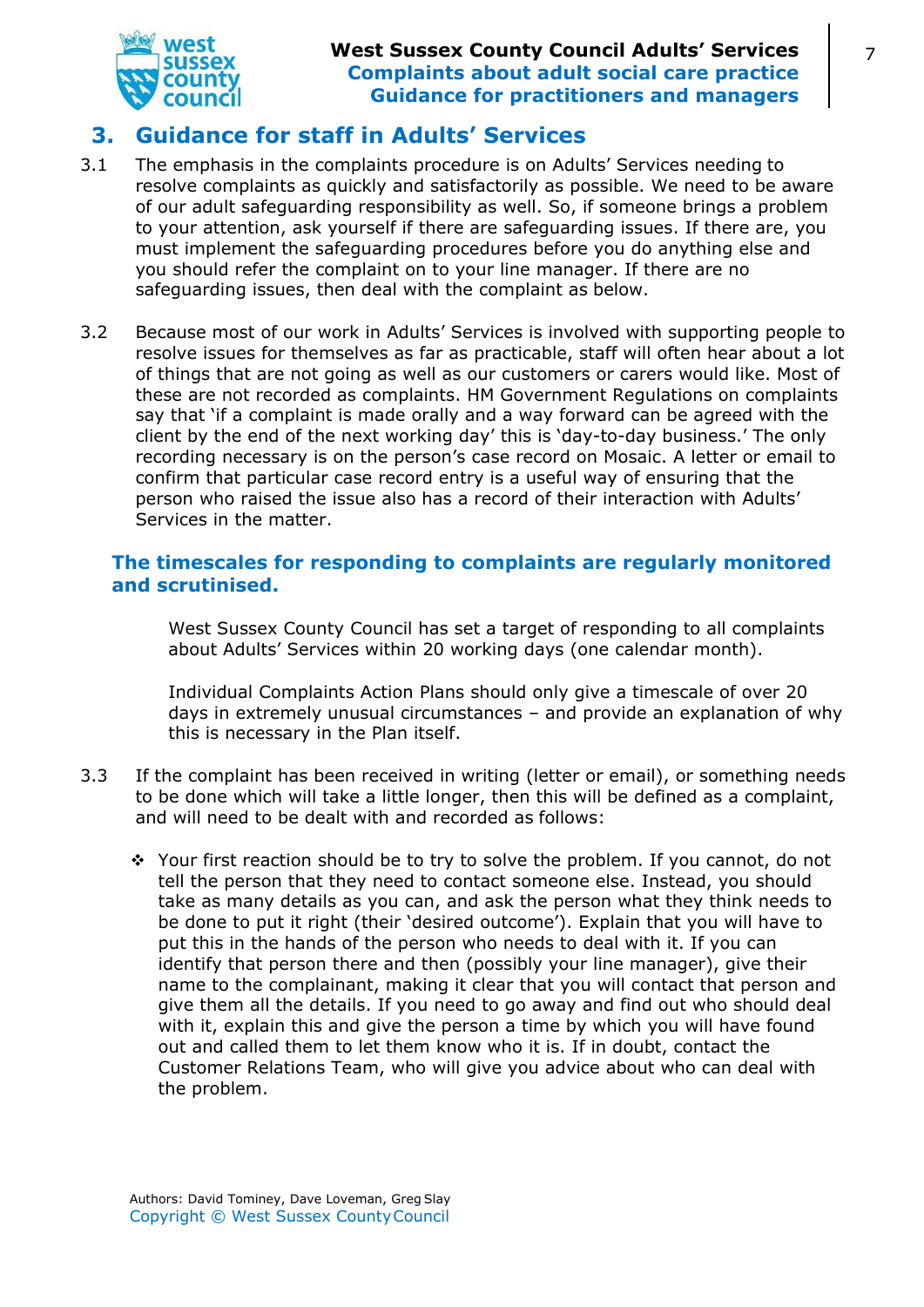## 3. Guidance for staff in Adults' Services

3.1 The emphasis in the complaints procedure is on Adults' Services needing to resolve complaints as quickly and satisfactorily as possible. We need to be aware of our adult safeguarding responsibility as well. So, if someone brings a problem to your attention, ask yourself if there are safeguarding issues. If there are, you must implement the safeguarding procedures before you do anything else and you should refer the complaint on to your line manager. If there are no safeguarding issues, then deal with the complaint as below.

3.2 Because most of our work in Adults' Services is involved with supporting people to resolve issues for themselves as far as practicable, staff will often hear about a lot of things that are not going as well as our customers or carers would like. Most of these are not recorded as complaints. HM Government Regulations on complaints say that 'if a complaint is made orally and a way forward can be agreed with the client by the end of the next working day' this is 'day-to-day business.' The only recording necessary is on the person's case record on Mosaic. A letter or email to confirm that particular case record entry is a useful way of ensuring that the person who raised the issue also has a record of their interaction with Adults' Services in the matter.

### The timescales for responding to complaints are regularly monitored and scrutinised.

West Sussex County Council has set a target of responding to all complaints about Adults' Services within 20 working days (one calendar month).

Individual Complaints Action Plans should only give a timescale of over 20 days in extremely unusual circumstances – and provide an explanation of why this is necessary in the Plan itself.

3.3 If the complaint has been received in writing (letter or email), or something needs to be done which will take a little longer, then this will be defined as a complaint, and will need to be dealt with and recorded as follows:

- Your first reaction should be to try to solve the problem. If you cannot, do not tell the person that they need to contact someone else. Instead, you should take as many details as you can, and ask the person what they think needs to be done to put it right (their 'desired outcome'). Explain that you will have to put this in the hands of the person who needs to deal with it. If you can identify that person there and then (possibly your line manager), give their name to the complainant, making it clear that you will contact that person and give them all the details. If you need to go away and find out who should deal with it, explain this and give the person a time by which you will have found out and called them to let them know who it is. If in doubt, contact the Customer Relations Team, who will give you advice about who can deal with the problem.

Authors: David Tominey, Dave Loveman, Greg Slay
Copyright © West Sussex County Council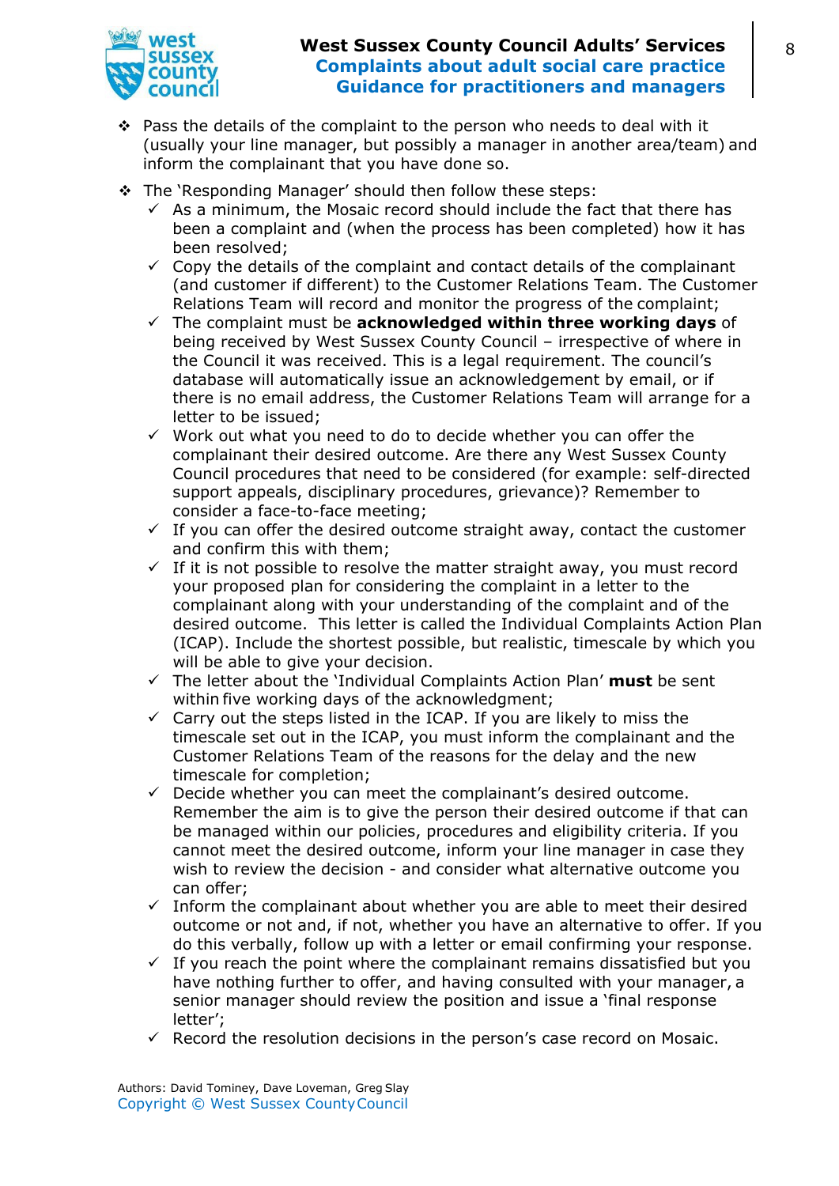- Pass the details of the complaint to the person who needs to deal with it (usually your line manager, but possibly a manager in another area/team) and inform the complainant that you have done so.
- The 'Responding Manager' should then follow these steps:
  - As a minimum, the Mosaic record should include the fact that there has been a complaint and (when the process has been completed) how it has been resolved;
  - Copy the details of the complaint and contact details of the complainant (and customer if different) to the Customer Relations Team. The Customer Relations Team will record and monitor the progress of the complaint;
  - The complaint must be **acknowledged within three working days** of being received by West Sussex County Council – irrespective of where in the Council it was received. This is a legal requirement. The council's database will automatically issue an acknowledgement by email, or if there is no email address, the Customer Relations Team will arrange for a letter to be issued;
  - Work out what you need to do to decide whether you can offer the complainant their desired outcome. Are there any West Sussex County Council procedures that need to be considered (for example: self-directed support appeals, disciplinary procedures, grievance)? Remember to consider a face-to-face meeting;
  - If you can offer the desired outcome straight away, contact the customer and confirm this with them;
  - If it is not possible to resolve the matter straight away, you must record your proposed plan for considering the complaint in a letter to the complainant along with your understanding of the complaint and of the desired outcome. This letter is called the Individual Complaints Action Plan (ICAP). Include the shortest possible, but realistic, timescale by which you will be able to give your decision.
  - The letter about the 'Individual Complaints Action Plan' **must** be sent within five working days of the acknowledgment;
  - Carry out the steps listed in the ICAP. If you are likely to miss the timescale set out in the ICAP, you must inform the complainant and the Customer Relations Team of the reasons for the delay and the new timescale for completion;
  - Decide whether you can meet the complainant's desired outcome. Remember the aim is to give the person their desired outcome if that can be managed within our policies, procedures and eligibility criteria. If you cannot meet the desired outcome, inform your line manager in case they wish to review the decision - and consider what alternative outcome you can offer;
  - Inform the complainant about whether you are able to meet their desired outcome or not and, if not, whether you have an alternative to offer. If you do this verbally, follow up with a letter or email confirming your response.
  - If you reach the point where the complainant remains dissatisfied but you have nothing further to offer, and having consulted with your manager, a senior manager should review the position and issue a 'final response letter';
  - Record the resolution decisions in the person's case record on Mosaic.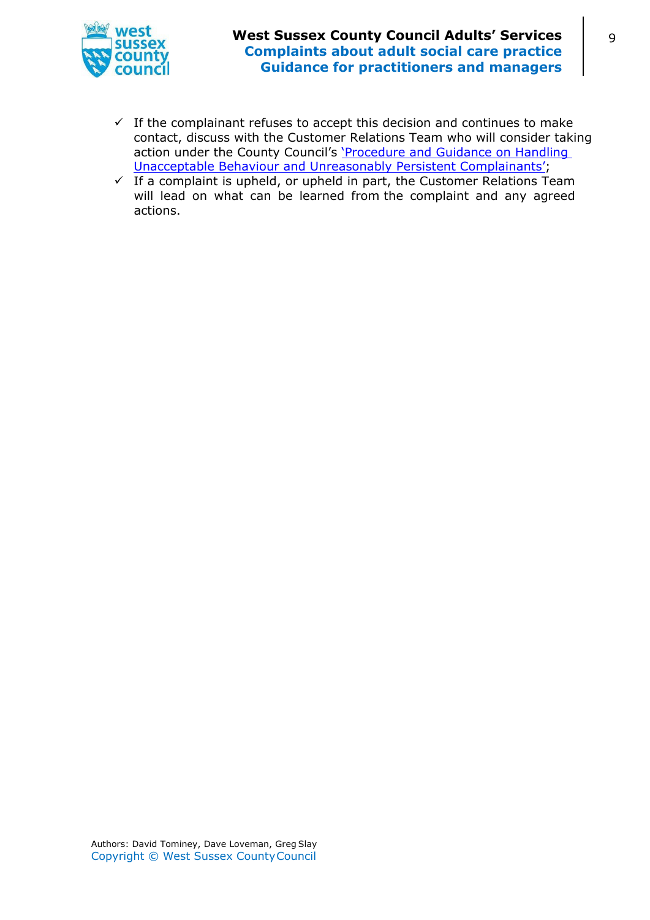- ✓ If the complainant refuses to accept this decision and continues to make contact, discuss with the Customer Relations Team who will consider taking action under the County Council's 'Procedure and Guidance on Handling Unacceptable Behaviour and Unreasonably Persistent Complainants';
- ✓ If a complaint is upheld, or upheld in part, the Customer Relations Team will lead on what can be learned from the complaint and any agreed actions.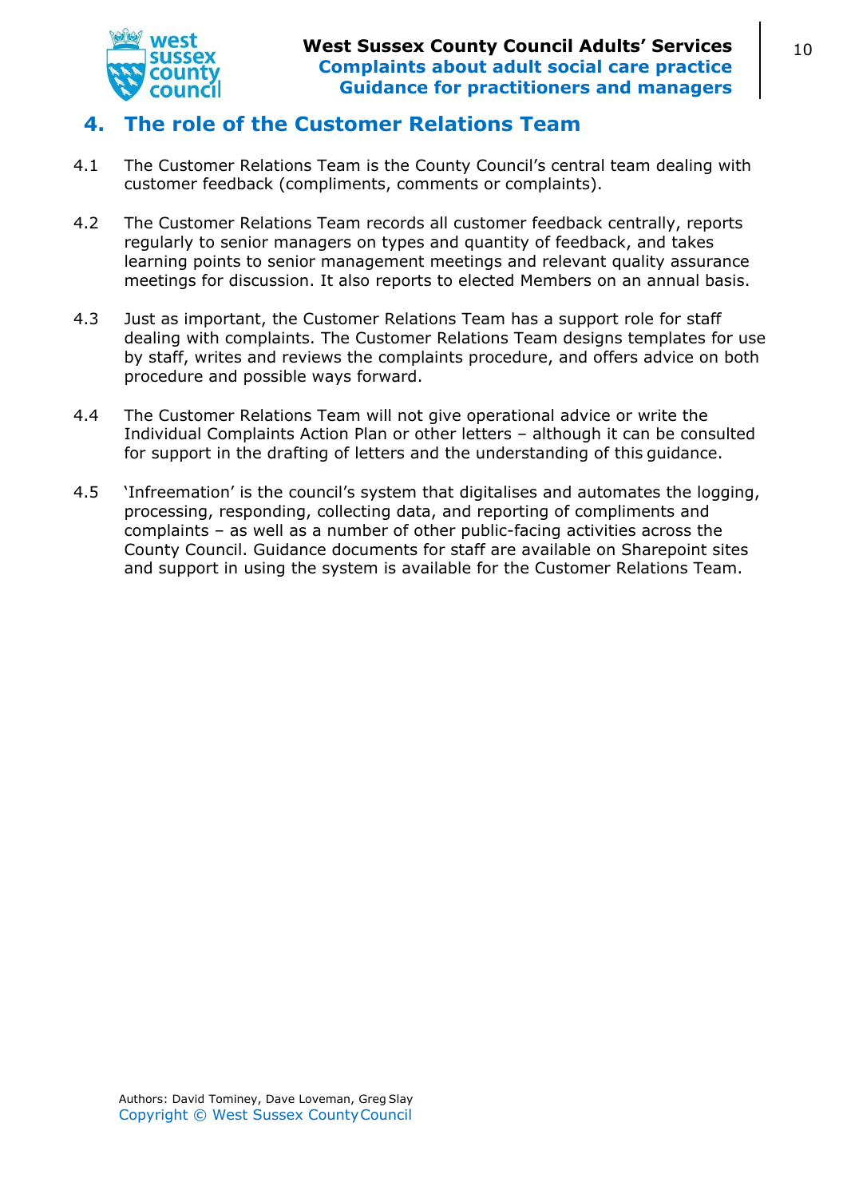## 4. The role of the Customer Relations Team

4.1 The Customer Relations Team is the County Council's central team dealing with customer feedback (compliments, comments or complaints).

4.2 The Customer Relations Team records all customer feedback centrally, reports regularly to senior managers on types and quantity of feedback, and takes learning points to senior management meetings and relevant quality assurance meetings for discussion. It also reports to elected Members on an annual basis.

4.3 Just as important, the Customer Relations Team has a support role for staff dealing with complaints. The Customer Relations Team designs templates for use by staff, writes and reviews the complaints procedure, and offers advice on both procedure and possible ways forward.

4.4 The Customer Relations Team will not give operational advice or write the Individual Complaints Action Plan or other letters – although it can be consulted for support in the drafting of letters and the understanding of this guidance.

4.5 'Infreemation' is the council's system that digitalises and automates the logging, processing, responding, collecting data, and reporting of compliments and complaints – as well as a number of other public-facing activities across the County Council. Guidance documents for staff are available on Sharepoint sites and support in using the system is available for the Customer Relations Team.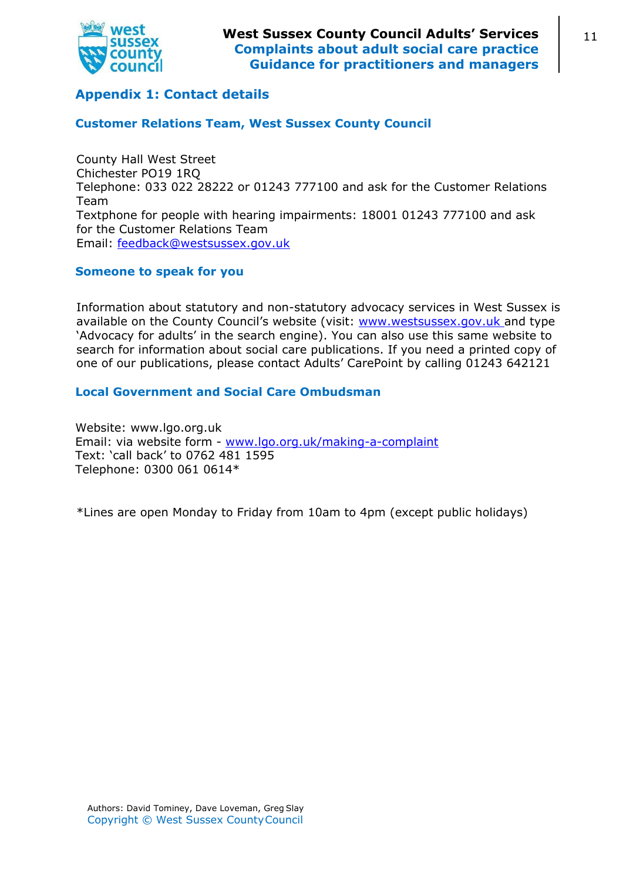## Appendix 1: Contact details

### Customer Relations Team, West Sussex County Council

County Hall West Street
Chichester PO19 1RQ
Telephone: 033 022 28222 or 01243 777100 and ask for the Customer Relations Team
Textphone for people with hearing impairments: 18001 01243 777100 and ask for the Customer Relations Team
Email: feedback@westsussex.gov.uk

### Someone to speak for you

Information about statutory and non-statutory advocacy services in West Sussex is available on the County Council's website (visit: www.westsussex.gov.uk and type 'Advocacy for adults' in the search engine). You can also use this same website to search for information about social care publications. If you need a printed copy of one of our publications, please contact Adults' CarePoint by calling 01243 642121

### Local Government and Social Care Ombudsman

Website: www.lgo.org.uk
Email: via website form - www.lgo.org.uk/making-a-complaint
Text: 'call back' to 0762 481 1595
Telephone: 0300 061 0614*

*Lines are open Monday to Friday from 10am to 4pm (except public holidays)

Authors: David Tominey, Dave Loveman, Greg Slay
Copyright © West Sussex County Council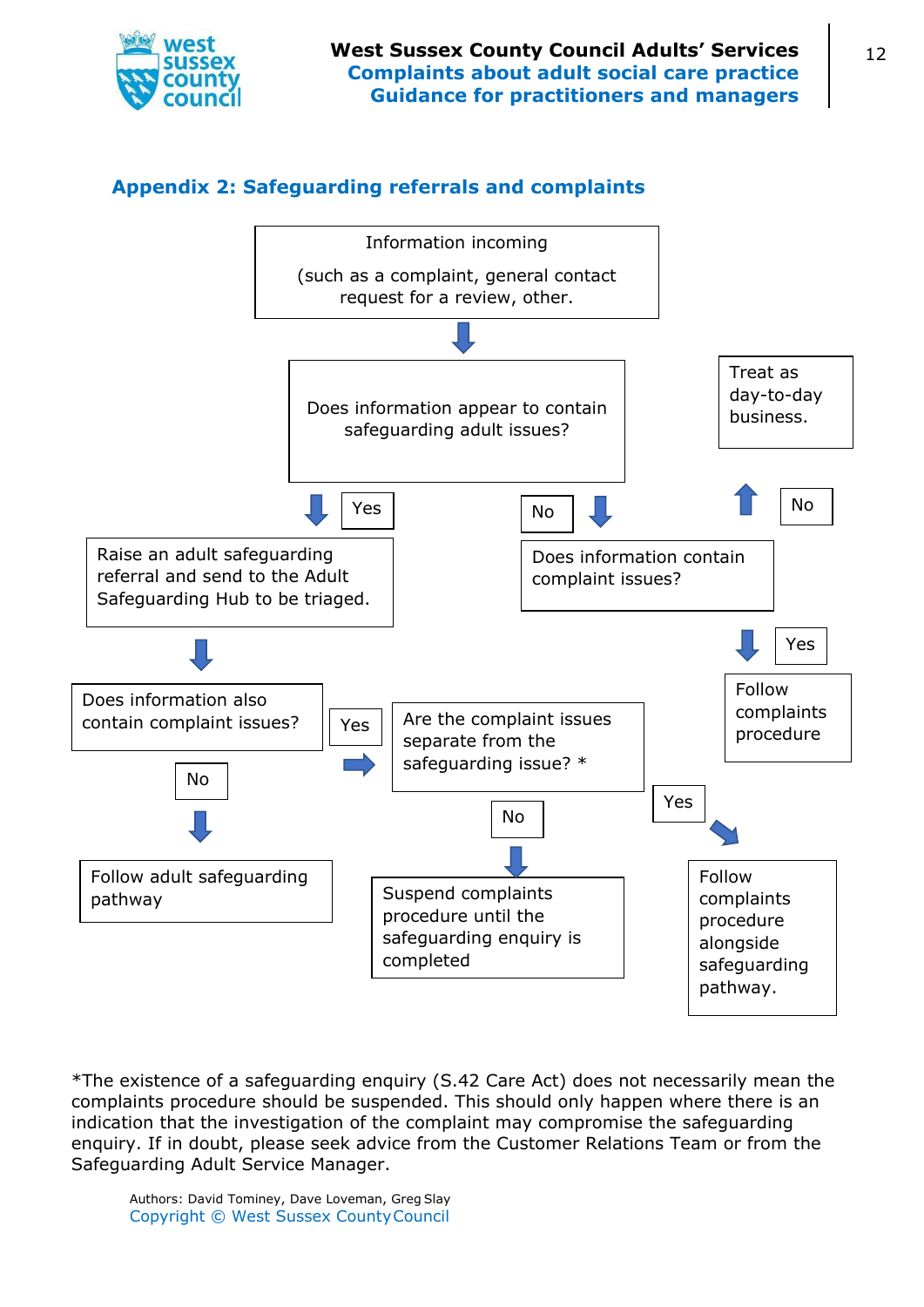## Appendix 2: Safeguarding referrals and complaints

Information incoming

(such as a complaint, general contact request for a review, other.

Does information appear to contain safeguarding adult issues?

Yes

Raise an adult safeguarding referral and send to the Adult Safeguarding Hub to be triaged.

Does information also contain complaint issues?

No

Follow adult safeguarding pathway

Yes

Are the complaint issues separate from the safeguarding issue? *

No

Suspend complaints procedure until the safeguarding enquiry is completed

Yes

Follow complaints procedure alongside safeguarding pathway.

No

Does information contain complaint issues?

No

Treat as day-to-day business.

Yes

Follow complaints procedure

*The existence of a safeguarding enquiry (S.42 Care Act) does not necessarily mean the complaints procedure should be suspended. This should only happen where there is an indication that the investigation of the complaint may compromise the safeguarding enquiry. If in doubt, please seek advice from the Customer Relations Team or from the Safeguarding Adult Service Manager.

Authors: David Tominey, Dave Loveman, Greg Slay
Copyright © West Sussex County Council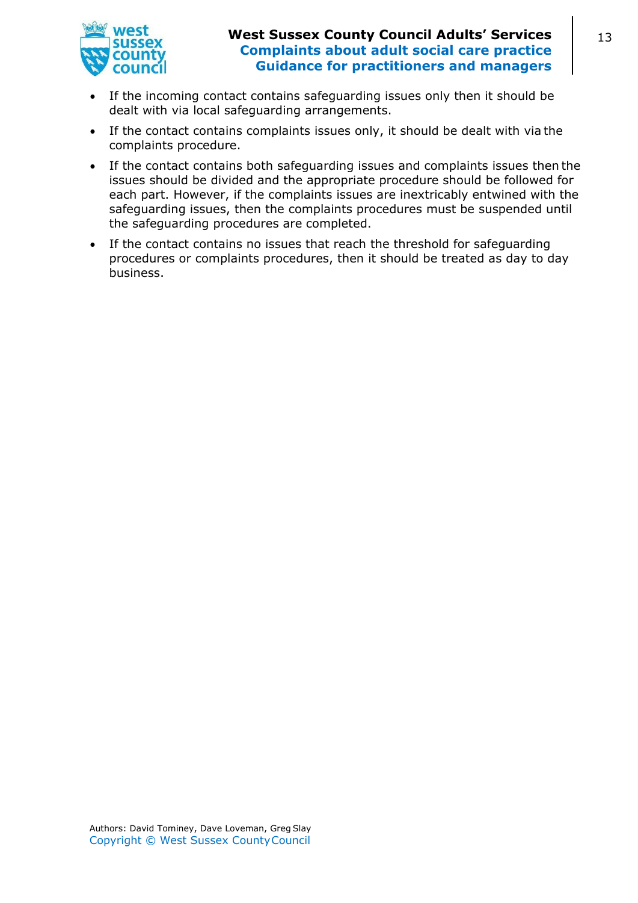- If the incoming contact contains safeguarding issues only then it should be dealt with via local safeguarding arrangements.
- If the contact contains complaints issues only, it should be dealt with via the complaints procedure.
- If the contact contains both safeguarding issues and complaints issues then the issues should be divided and the appropriate procedure should be followed for each part. However, if the complaints issues are inextricably entwined with the safeguarding issues, then the complaints procedures must be suspended until the safeguarding procedures are completed.
- If the contact contains no issues that reach the threshold for safeguarding procedures or complaints procedures, then it should be treated as day to day business.